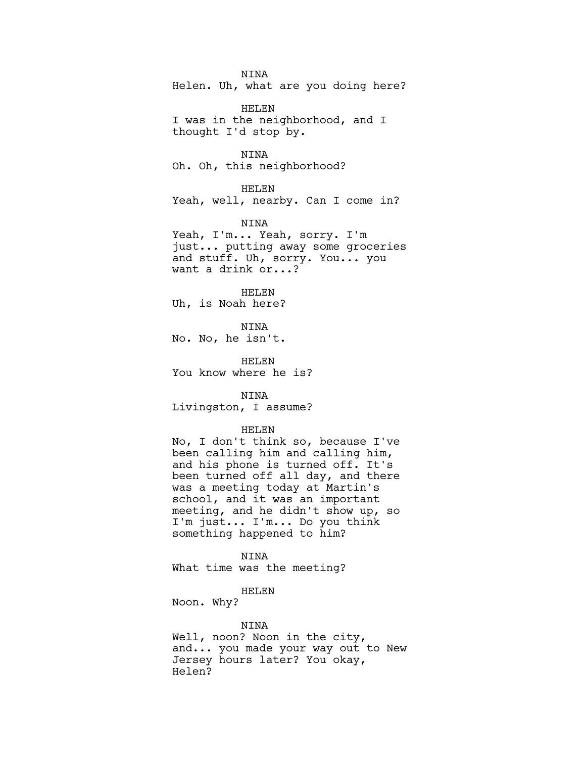NINA
Helen. Uh, what are you doing here?

HELEN
I was in the neighborhood, and I thought I'd stop by.

NINA
Oh. Oh, this neighborhood?

HELEN
Yeah, well, nearby. Can I come in?

NINA
Yeah, I'm... Yeah, sorry. I'm just... putting away some groceries and stuff. Uh, sorry. You... you want a drink or...?

HELEN
Uh, is Noah here?

NINA
No. No, he isn't.

HELEN
You know where he is?

NINA
Livingston, I assume?

HELEN
No, I don't think so, because I've been calling him and calling him, and his phone is turned off. It's been turned off all day, and there was a meeting today at Martin's school, and it was an important meeting, and he didn't show up, so I'm just... I'm... Do you think something happened to him?

NINA
What time was the meeting?

HELEN
Noon. Why?

NINA
Well, noon? Noon in the city, and... you made your way out to New Jersey hours later? You okay, Helen?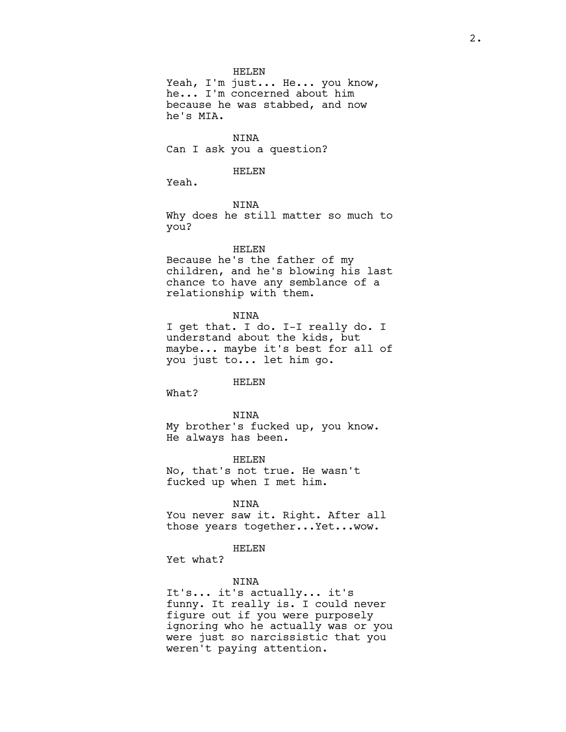HELEN

Yeah, I'm just... He... you know, he... I'm concerned about him because he was stabbed, and now he's MIA.

NINA

Can I ask you a question?

HELEN

Yeah.

NINA

Why does he still matter so much to you?

HELEN

Because he's the father of my children, and he's blowing his last chance to have any semblance of a relationship with them.

NINA

I get that. I do. I-I really do. I understand about the kids, but maybe... maybe it's best for all of you just to... let him go.

HELEN

What?

NINA

My brother's fucked up, you know. He always has been.

HELEN

No, that's not true. He wasn't fucked up when I met him.

NINA

You never saw it. Right. After all those years together...Yet...wow.

HELEN

Yet what?

NINA

It's... it's actually... it's funny. It really is. I could never figure out if you were purposely ignoring who he actually was or you were just so narcissistic that you weren't paying attention.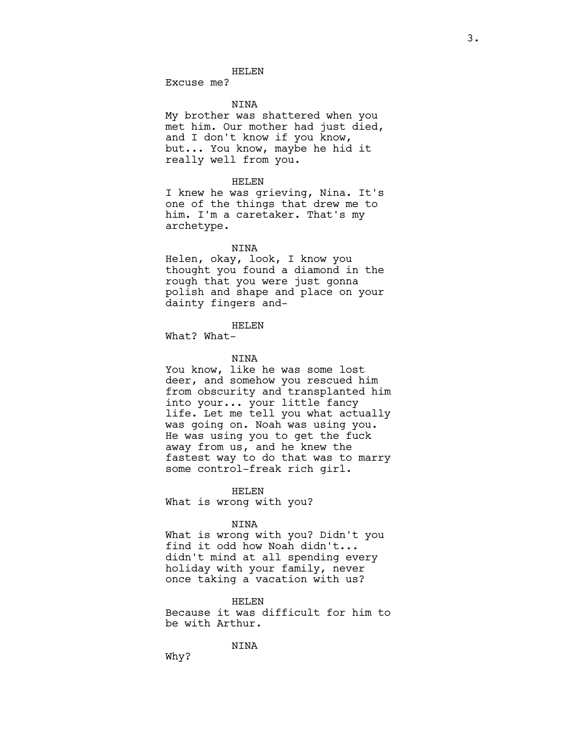HELEN

Excuse me?

NINA

My brother was shattered when you met him. Our mother had just died, and I don't know if you know, but... You know, maybe he hid it really well from you.

HELEN

I knew he was grieving, Nina. It's one of the things that drew me to him. I'm a caretaker. That's my archetype.

NINA

Helen, okay, look, I know you thought you found a diamond in the rough that you were just gonna polish and shape and place on your dainty fingers and-

HELEN

What? What-

NINA

You know, like he was some lost deer, and somehow you rescued him from obscurity and transplanted him into your... your little fancy life. Let me tell you what actually was going on. Noah was using you. He was using you to get the fuck away from us, and he knew the fastest way to do that was to marry some control-freak rich girl.

HELEN

What is wrong with you?

NINA

What is wrong with you? Didn't you find it odd how Noah didn't... didn't mind at all spending every holiday with your family, never once taking a vacation with us?

HELEN

Because it was difficult for him to be with Arthur.

NINA

Why?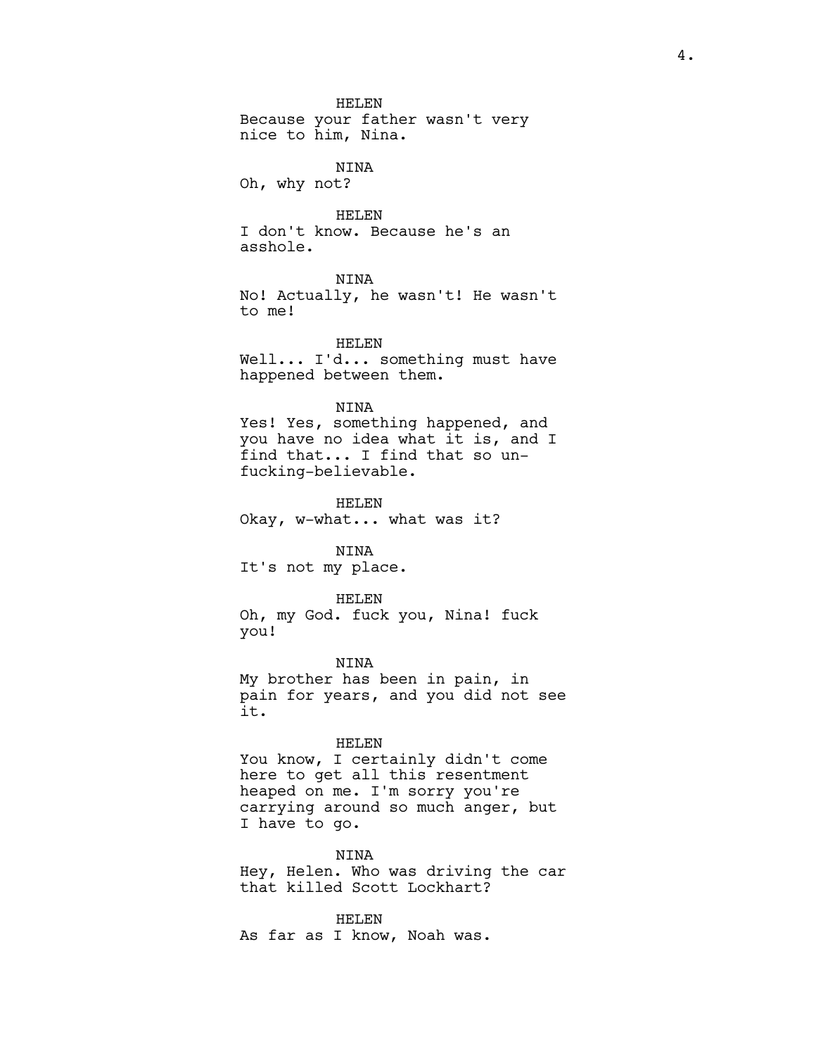HELEN
Because your father wasn't very nice to him, Nina.

NINA
Oh, why not?

HELEN
I don't know. Because he's an asshole.

NINA
No! Actually, he wasn't! He wasn't to me!

HELEN
Well... I'd... something must have happened between them.

NINA
Yes! Yes, something happened, and you have no idea what it is, and I find that... I find that so un-fucking-believable.

HELEN
Okay, w-what... what was it?

NINA
It's not my place.

HELEN
Oh, my God. fuck you, Nina! fuck you!

NINA
My brother has been in pain, in pain for years, and you did not see it.

HELEN
You know, I certainly didn't come here to get all this resentment heaped on me. I'm sorry you're carrying around so much anger, but I have to go.

NINA
Hey, Helen. Who was driving the car that killed Scott Lockhart?

HELEN
As far as I know, Noah was.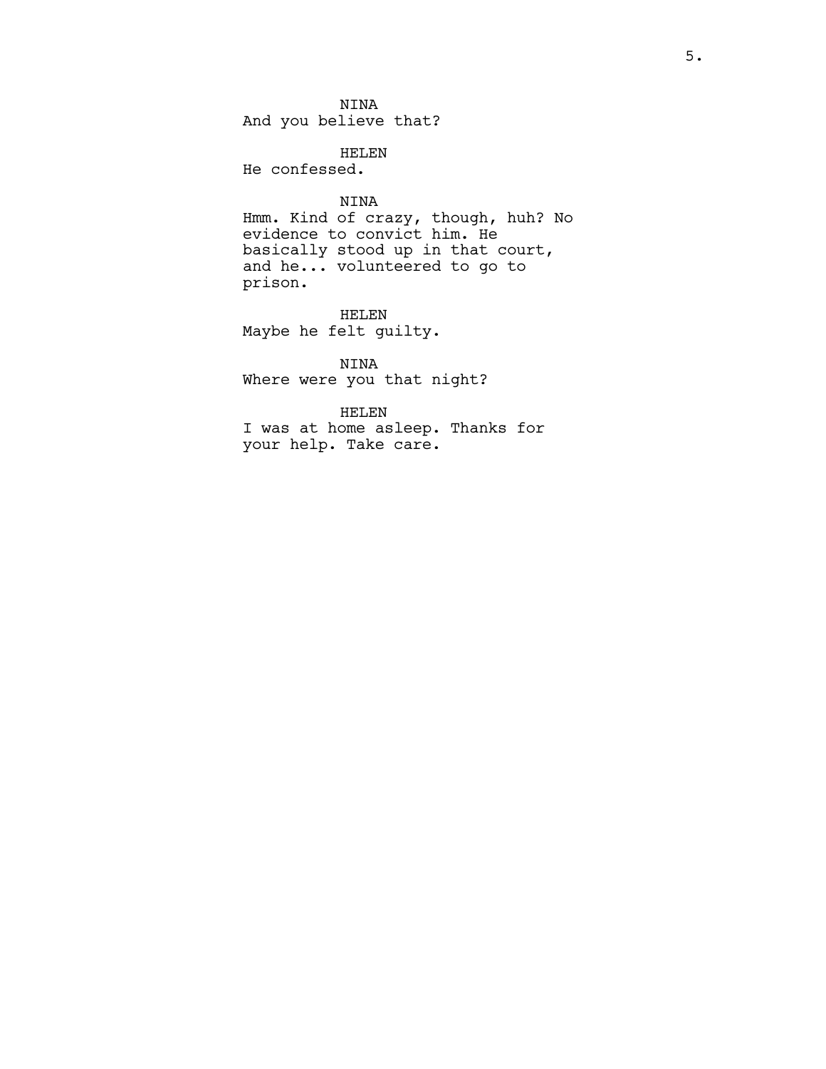NINA
And you believe that?

HELEN
He confessed.

NINA
Hmm. Kind of crazy, though, huh? No evidence to convict him. He basically stood up in that court, and he... volunteered to go to prison.

HELEN
Maybe he felt guilty.

NINA
Where were you that night?

HELEN
I was at home asleep. Thanks for your help. Take care.